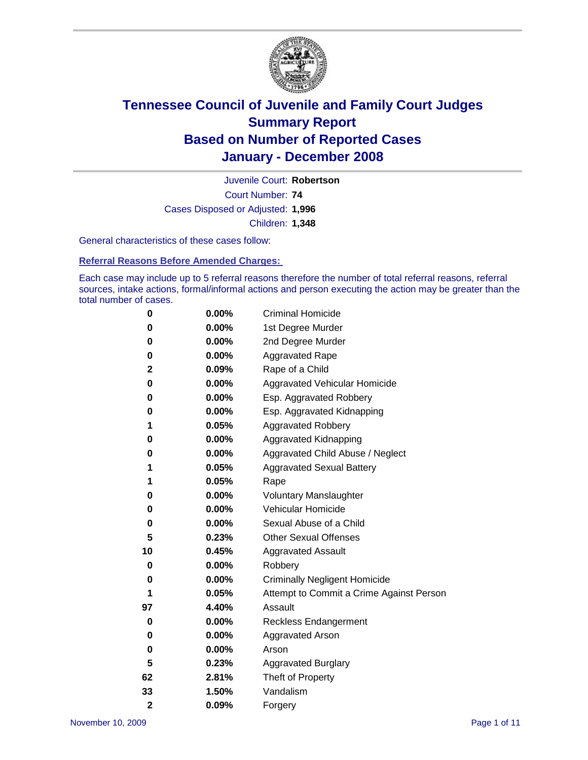# Tennessee Council of Juvenile and Family Court Judges
## Summary Report
## Based on Number of Reported Cases
## January - December 2008

Juvenile Court: **Robertson**

Court Number: **74**

Cases Disposed or Adjusted: **1,996**

Children: **1,348**

General characteristics of these cases follow:

### Referral Reasons Before Amended Charges:

Each case may include up to 5 referral reasons therefore the number of total referral reasons, referral sources, intake actions, formal/informal actions and person executing the action may be greater than the total number of cases.

| Count | Percent | Referral Reason |
|---|---|---|
| 0 | 0.00% | Criminal Homicide |
| 0 | 0.00% | 1st Degree Murder |
| 0 | 0.00% | 2nd Degree Murder |
| 0 | 0.00% | Aggravated Rape |
| 2 | 0.09% | Rape of a Child |
| 0 | 0.00% | Aggravated Vehicular Homicide |
| 0 | 0.00% | Esp. Aggravated Robbery |
| 0 | 0.00% | Esp. Aggravated Kidnapping |
| 1 | 0.05% | Aggravated Robbery |
| 0 | 0.00% | Aggravated Kidnapping |
| 0 | 0.00% | Aggravated Child Abuse / Neglect |
| 1 | 0.05% | Aggravated Sexual Battery |
| 1 | 0.05% | Rape |
| 0 | 0.00% | Voluntary Manslaughter |
| 0 | 0.00% | Vehicular Homicide |
| 0 | 0.00% | Sexual Abuse of a Child |
| 5 | 0.23% | Other Sexual Offenses |
| 10 | 0.45% | Aggravated Assault |
| 0 | 0.00% | Robbery |
| 0 | 0.00% | Criminally Negligent Homicide |
| 1 | 0.05% | Attempt to Commit a Crime Against Person |
| 97 | 4.40% | Assault |
| 0 | 0.00% | Reckless Endangerment |
| 0 | 0.00% | Aggravated Arson |
| 0 | 0.00% | Arson |
| 5 | 0.23% | Aggravated Burglary |
| 62 | 2.81% | Theft of Property |
| 33 | 1.50% | Vandalism |
| 2 | 0.09% | Forgery |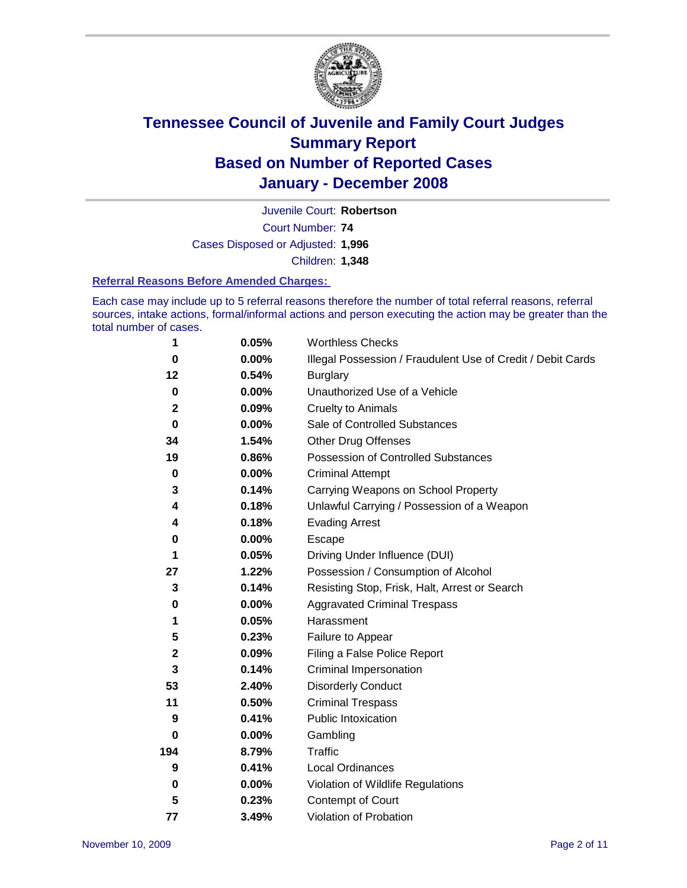# Tennessee Council of Juvenile and Family Court Judges
## Summary Report
## Based on Number of Reported Cases
## January - December 2008

Juvenile Court: **Robertson**
Court Number: **74**
Cases Disposed or Adjusted: **1,996**
Children: **1,348**

### Referral Reasons Before Amended Charges:

Each case may include up to 5 referral reasons therefore the number of total referral reasons, referral sources, intake actions, formal/informal actions and person executing the action may be greater than the total number of cases.

| Count | Percent | Referral Reason |
|---|---|---|
| 1 | 0.05% | Worthless Checks |
| 0 | 0.00% | Illegal Possession / Fraudulent Use of Credit / Debit Cards |
| 12 | 0.54% | Burglary |
| 0 | 0.00% | Unauthorized Use of a Vehicle |
| 2 | 0.09% | Cruelty to Animals |
| 0 | 0.00% | Sale of Controlled Substances |
| 34 | 1.54% | Other Drug Offenses |
| 19 | 0.86% | Possession of Controlled Substances |
| 0 | 0.00% | Criminal Attempt |
| 3 | 0.14% | Carrying Weapons on School Property |
| 4 | 0.18% | Unlawful Carrying / Possession of a Weapon |
| 4 | 0.18% | Evading Arrest |
| 0 | 0.00% | Escape |
| 1 | 0.05% | Driving Under Influence (DUI) |
| 27 | 1.22% | Possession / Consumption of Alcohol |
| 3 | 0.14% | Resisting Stop, Frisk, Halt, Arrest or Search |
| 0 | 0.00% | Aggravated Criminal Trespass |
| 1 | 0.05% | Harassment |
| 5 | 0.23% | Failure to Appear |
| 2 | 0.09% | Filing a False Police Report |
| 3 | 0.14% | Criminal Impersonation |
| 53 | 2.40% | Disorderly Conduct |
| 11 | 0.50% | Criminal Trespass |
| 9 | 0.41% | Public Intoxication |
| 0 | 0.00% | Gambling |
| 194 | 8.79% | Traffic |
| 9 | 0.41% | Local Ordinances |
| 0 | 0.00% | Violation of Wildlife Regulations |
| 5 | 0.23% | Contempt of Court |
| 77 | 3.49% | Violation of Probation |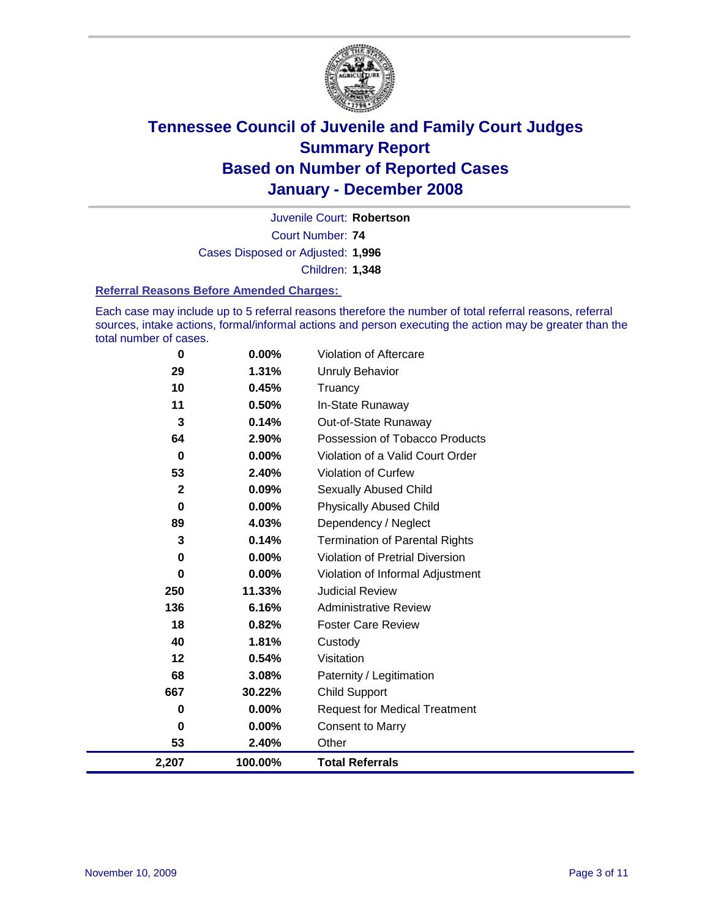# Tennessee Council of Juvenile and Family Court Judges
## Summary Report
## Based on Number of Reported Cases
## January - December 2008

Juvenile Court: **Robertson**

Court Number: **74**

Cases Disposed or Adjusted: **1,996**

Children: **1,348**

### Referral Reasons Before Amended Charges:

Each case may include up to 5 referral reasons therefore the number of total referral reasons, referral sources, intake actions, formal/informal actions and person executing the action may be greater than the total number of cases.

| Count | Percent | Referral Reason |
|---|---|---|
| 0 | 0.00% | Violation of Aftercare |
| 29 | 1.31% | Unruly Behavior |
| 10 | 0.45% | Truancy |
| 11 | 0.50% | In-State Runaway |
| 3 | 0.14% | Out-of-State Runaway |
| 64 | 2.90% | Possession of Tobacco Products |
| 0 | 0.00% | Violation of a Valid Court Order |
| 53 | 2.40% | Violation of Curfew |
| 2 | 0.09% | Sexually Abused Child |
| 0 | 0.00% | Physically Abused Child |
| 89 | 4.03% | Dependency / Neglect |
| 3 | 0.14% | Termination of Parental Rights |
| 0 | 0.00% | Violation of Pretrial Diversion |
| 0 | 0.00% | Violation of Informal Adjustment |
| 250 | 11.33% | Judicial Review |
| 136 | 6.16% | Administrative Review |
| 18 | 0.82% | Foster Care Review |
| 40 | 1.81% | Custody |
| 12 | 0.54% | Visitation |
| 68 | 3.08% | Paternity / Legitimation |
| 667 | 30.22% | Child Support |
| 0 | 0.00% | Request for Medical Treatment |
| 0 | 0.00% | Consent to Marry |
| 53 | 2.40% | Other |
| **2,207** | **100.00%** | **Total Referrals** |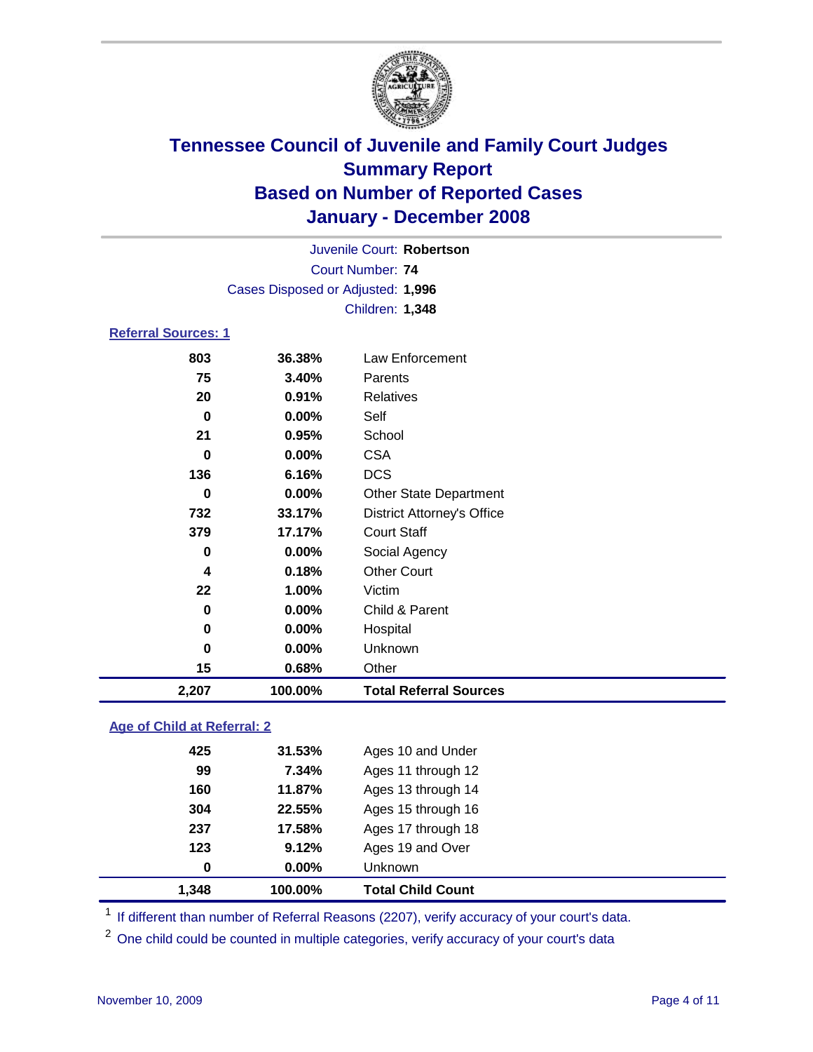# Tennessee Council of Juvenile and Family Court Judges
## Summary Report
## Based on Number of Reported Cases
## January - December 2008

Juvenile Court: **Robertson**
Court Number: **74**
Cases Disposed or Adjusted: **1,996**
Children: **1,348**

### Referral Sources: 1

| | | |
|---|---|---|
| 803 | 36.38% | Law Enforcement |
| 75 | 3.40% | Parents |
| 20 | 0.91% | Relatives |
| 0 | 0.00% | Self |
| 21 | 0.95% | School |
| 0 | 0.00% | CSA |
| 136 | 6.16% | DCS |
| 0 | 0.00% | Other State Department |
| 732 | 33.17% | District Attorney's Office |
| 379 | 17.17% | Court Staff |
| 0 | 0.00% | Social Agency |
| 4 | 0.18% | Other Court |
| 22 | 1.00% | Victim |
| 0 | 0.00% | Child & Parent |
| 0 | 0.00% | Hospital |
| 0 | 0.00% | Unknown |
| 15 | 0.68% | Other |
| **2,207** | **100.00%** | **Total Referral Sources** |

### Age of Child at Referral: 2

| | | |
|---|---|---|
| 425 | 31.53% | Ages 10 and Under |
| 99 | 7.34% | Ages 11 through 12 |
| 160 | 11.87% | Ages 13 through 14 |
| 304 | 22.55% | Ages 15 through 16 |
| 237 | 17.58% | Ages 17 through 18 |
| 123 | 9.12% | Ages 19 and Over |
| 0 | 0.00% | Unknown |
| **1,348** | **100.00%** | **Total Child Count** |

[1] If different than number of Referral Reasons (2207), verify accuracy of your court's data.

[2] One child could be counted in multiple categories, verify accuracy of your court's data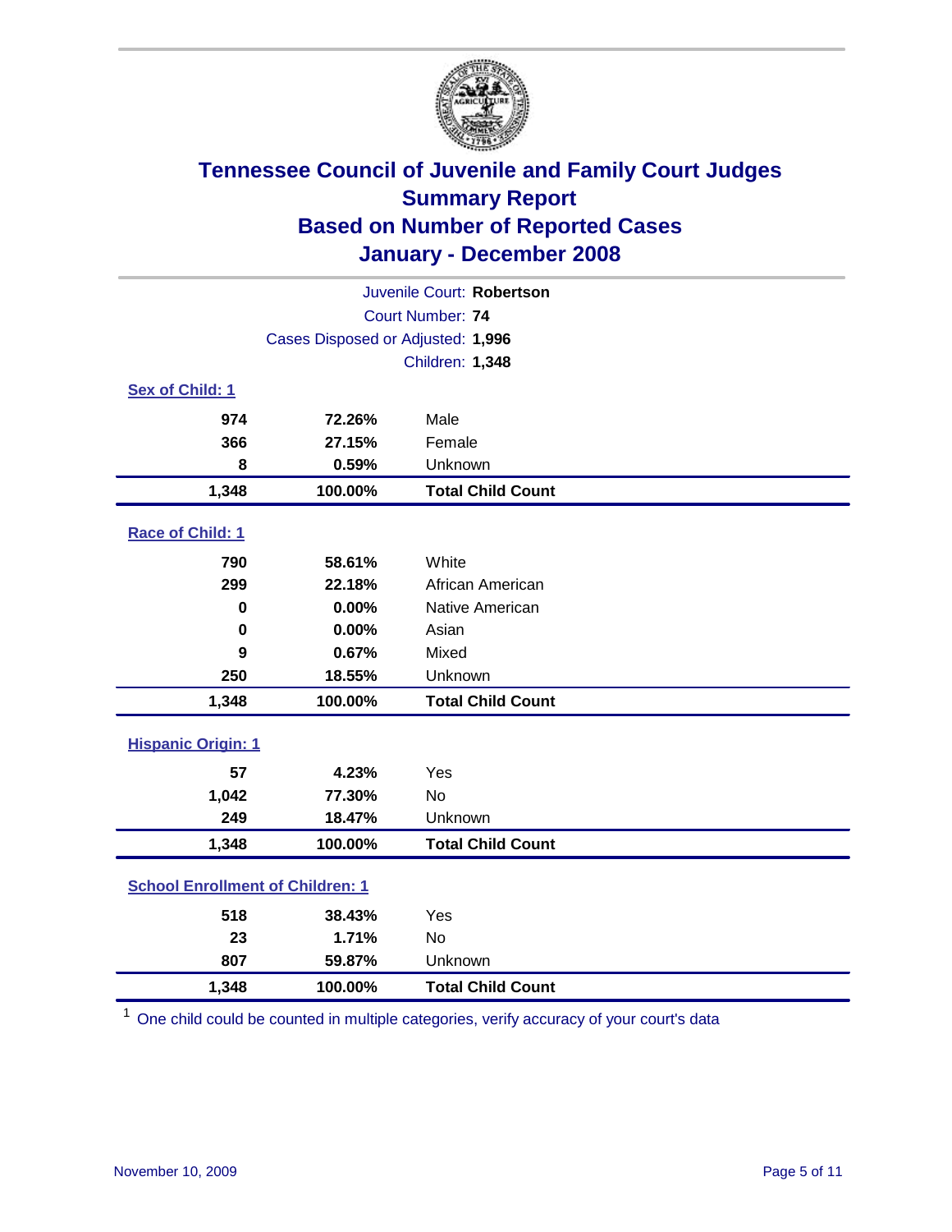# Tennessee Council of Juvenile and Family Court Judges
## Summary Report
## Based on Number of Reported Cases
## January - December 2008

Juvenile Court: **Robertson**
Court Number: **74**
Cases Disposed or Adjusted: **1,996**
Children: **1,348**

### Sex of Child: 1

| Count | Percent | Category |
|---|---|---|
| 974 | 72.26% | Male |
| 366 | 27.15% | Female |
| 8 | 0.59% | Unknown |
| **1,348** | **100.00%** | **Total Child Count** |

### Race of Child: 1

| Count | Percent | Category |
|---|---|---|
| 790 | 58.61% | White |
| 299 | 22.18% | African American |
| 0 | 0.00% | Native American |
| 0 | 0.00% | Asian |
| 9 | 0.67% | Mixed |
| 250 | 18.55% | Unknown |
| **1,348** | **100.00%** | **Total Child Count** |

### Hispanic Origin: 1

| Count | Percent | Category |
|---|---|---|
| 57 | 4.23% | Yes |
| 1,042 | 77.30% | No |
| 249 | 18.47% | Unknown |
| **1,348** | **100.00%** | **Total Child Count** |

### School Enrollment of Children: 1

| Count | Percent | Category |
|---|---|---|
| 518 | 38.43% | Yes |
| 23 | 1.71% | No |
| 807 | 59.87% | Unknown |
| **1,348** | **100.00%** | **Total Child Count** |

[1] One child could be counted in multiple categories, verify accuracy of your court's data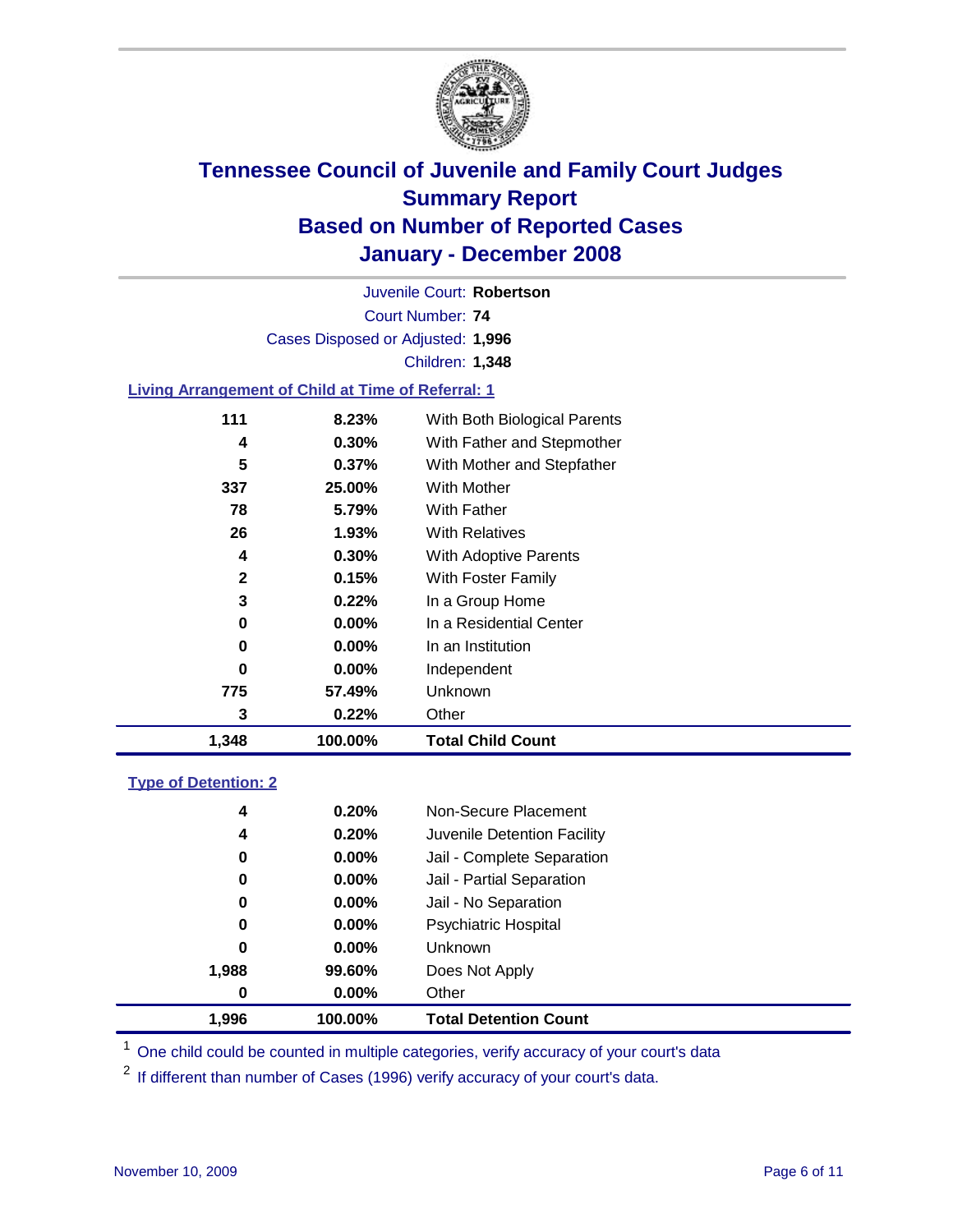# Tennessee Council of Juvenile and Family Court Judges
## Summary Report
## Based on Number of Reported Cases
## January - December 2008

Juvenile Court: **Robertson**
Court Number: **74**
Cases Disposed or Adjusted: **1,996**
Children: **1,348**

### Living Arrangement of Child at Time of Referral: 1

| Count | Percent | Category |
|---|---|---|
| 111 | 8.23% | With Both Biological Parents |
| 4 | 0.30% | With Father and Stepmother |
| 5 | 0.37% | With Mother and Stepfather |
| 337 | 25.00% | With Mother |
| 78 | 5.79% | With Father |
| 26 | 1.93% | With Relatives |
| 4 | 0.30% | With Adoptive Parents |
| 2 | 0.15% | With Foster Family |
| 3 | 0.22% | In a Group Home |
| 0 | 0.00% | In a Residential Center |
| 0 | 0.00% | In an Institution |
| 0 | 0.00% | Independent |
| 775 | 57.49% | Unknown |
| 3 | 0.22% | Other |
| **1,348** | **100.00%** | **Total Child Count** |

### Type of Detention: 2

| Count | Percent | Category |
|---|---|---|
| 4 | 0.20% | Non-Secure Placement |
| 4 | 0.20% | Juvenile Detention Facility |
| 0 | 0.00% | Jail - Complete Separation |
| 0 | 0.00% | Jail - Partial Separation |
| 0 | 0.00% | Jail - No Separation |
| 0 | 0.00% | Psychiatric Hospital |
| 0 | 0.00% | Unknown |
| 1,988 | 99.60% | Does Not Apply |
| 0 | 0.00% | Other |
| **1,996** | **100.00%** | **Total Detention Count** |

[1] One child could be counted in multiple categories, verify accuracy of your court's data

[2] If different than number of Cases (1996) verify accuracy of your court's data.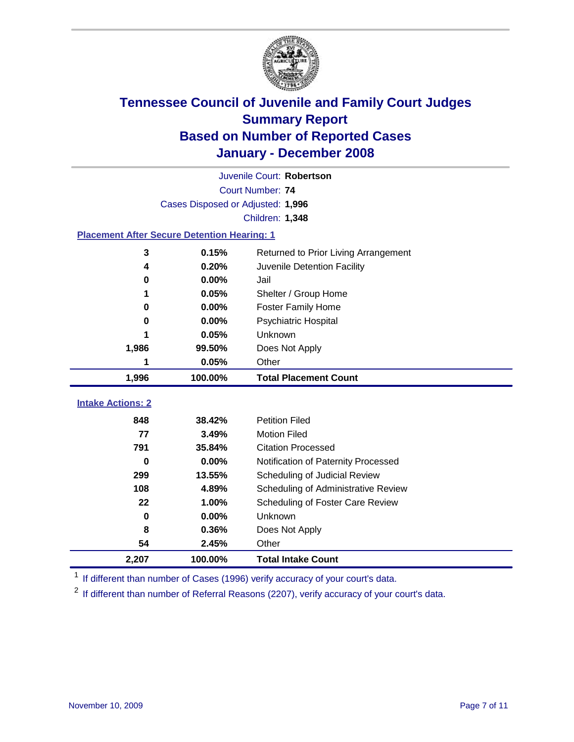# Tennessee Council of Juvenile and Family Court Judges
## Summary Report
## Based on Number of Reported Cases
## January - December 2008

Juvenile Court: **Robertson**
Court Number: **74**
Cases Disposed or Adjusted: **1,996**
Children: **1,348**

### Placement After Secure Detention Hearing: 1

| Count | Percent | Placement |
|---|---|---|
| 3 | 0.15% | Returned to Prior Living Arrangement |
| 4 | 0.20% | Juvenile Detention Facility |
| 0 | 0.00% | Jail |
| 1 | 0.05% | Shelter / Group Home |
| 0 | 0.00% | Foster Family Home |
| 0 | 0.00% | Psychiatric Hospital |
| 1 | 0.05% | Unknown |
| 1,986 | 99.50% | Does Not Apply |
| 1 | 0.05% | Other |
| **1,996** | **100.00%** | **Total Placement Count** |

### Intake Actions: 2

| Count | Percent | Intake Action |
|---|---|---|
| 848 | 38.42% | Petition Filed |
| 77 | 3.49% | Motion Filed |
| 791 | 35.84% | Citation Processed |
| 0 | 0.00% | Notification of Paternity Processed |
| 299 | 13.55% | Scheduling of Judicial Review |
| 108 | 4.89% | Scheduling of Administrative Review |
| 22 | 1.00% | Scheduling of Foster Care Review |
| 0 | 0.00% | Unknown |
| 8 | 0.36% | Does Not Apply |
| 54 | 2.45% | Other |
| **2,207** | **100.00%** | **Total Intake Count** |

[1] If different than number of Cases (1996) verify accuracy of your court's data.

[2] If different than number of Referral Reasons (2207), verify accuracy of your court's data.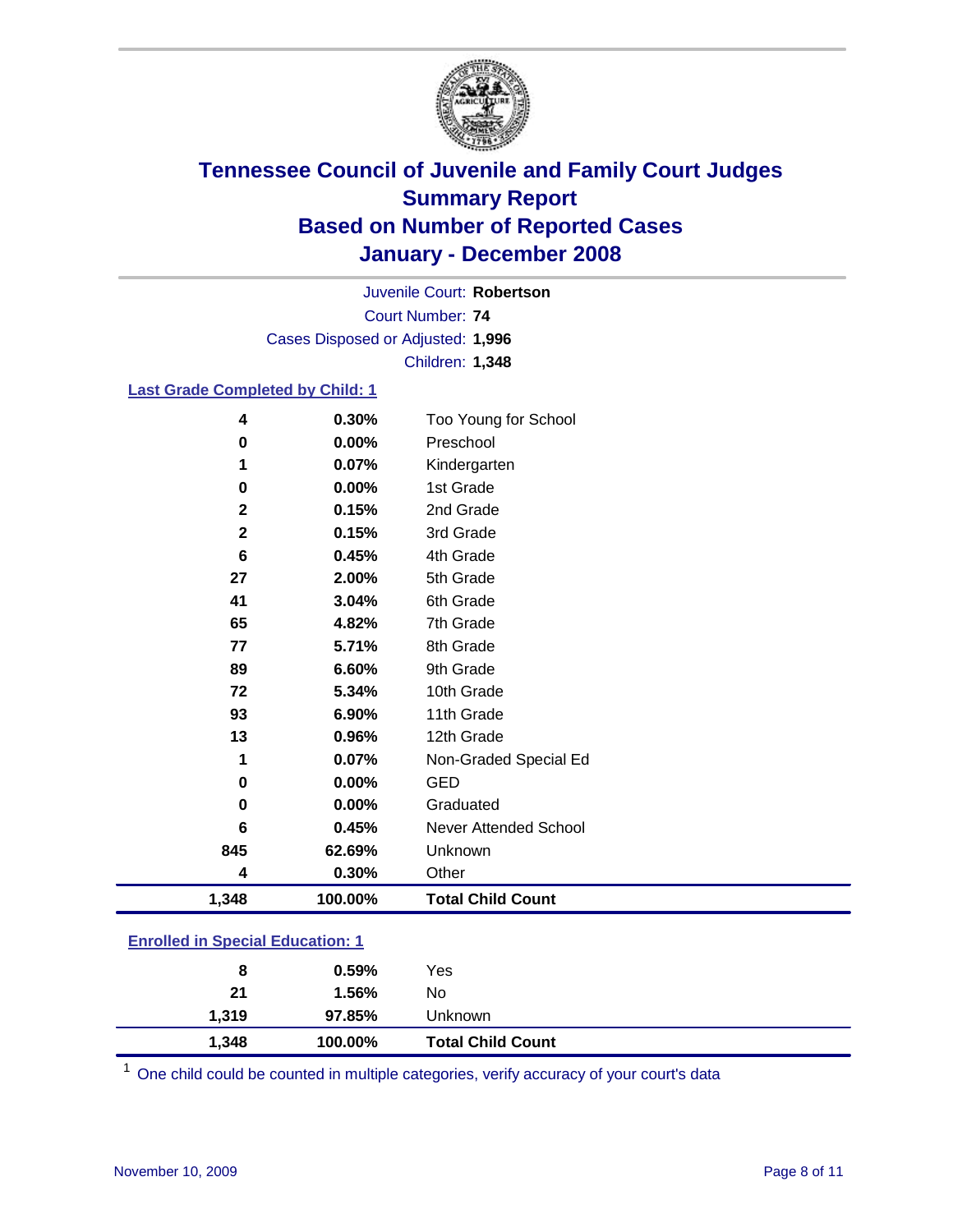# Tennessee Council of Juvenile and Family Court Judges
# Summary Report
# Based on Number of Reported Cases
# January - December 2008

Juvenile Court: **Robertson**

Court Number: **74**

Cases Disposed or Adjusted: **1,996**

Children: **1,348**

### Last Grade Completed by Child: 1

| Count | Percent | Category |
|---|---|---|
| 4 | 0.30% | Too Young for School |
| 0 | 0.00% | Preschool |
| 1 | 0.07% | Kindergarten |
| 0 | 0.00% | 1st Grade |
| 2 | 0.15% | 2nd Grade |
| 2 | 0.15% | 3rd Grade |
| 6 | 0.45% | 4th Grade |
| 27 | 2.00% | 5th Grade |
| 41 | 3.04% | 6th Grade |
| 65 | 4.82% | 7th Grade |
| 77 | 5.71% | 8th Grade |
| 89 | 6.60% | 9th Grade |
| 72 | 5.34% | 10th Grade |
| 93 | 6.90% | 11th Grade |
| 13 | 0.96% | 12th Grade |
| 1 | 0.07% | Non-Graded Special Ed |
| 0 | 0.00% | GED |
| 0 | 0.00% | Graduated |
| 6 | 0.45% | Never Attended School |
| 845 | 62.69% | Unknown |
| 4 | 0.30% | Other |
| **1,348** | **100.00%** | **Total Child Count** |

### Enrolled in Special Education: 1

| Count | Percent | Category |
|---|---|---|
| 8 | 0.59% | Yes |
| 21 | 1.56% | No |
| 1,319 | 97.85% | Unknown |
| **1,348** | **100.00%** | **Total Child Count** |

[1] One child could be counted in multiple categories, verify accuracy of your court's data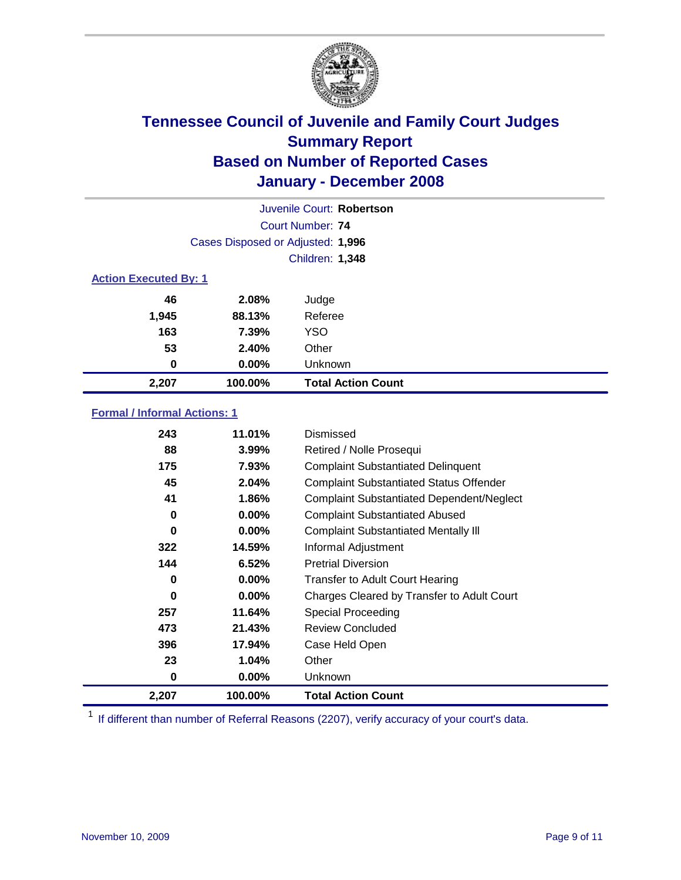# Tennessee Council of Juvenile and Family Court Judges
## Summary Report
## Based on Number of Reported Cases
## January - December 2008

Juvenile Court: **Robertson**

Court Number: **74**

Cases Disposed or Adjusted: **1,996**

Children: **1,348**

### Action Executed By: 1

| | | |
|---|---|---|
| 46 | 2.08% | Judge |
| 1,945 | 88.13% | Referee |
| 163 | 7.39% | YSO |
| 53 | 2.40% | Other |
| 0 | 0.00% | Unknown |
| **2,207** | **100.00%** | **Total Action Count** |

### Formal / Informal Actions: 1

| | | |
|---|---|---|
| 243 | 11.01% | Dismissed |
| 88 | 3.99% | Retired / Nolle Prosequi |
| 175 | 7.93% | Complaint Substantiated Delinquent |
| 45 | 2.04% | Complaint Substantiated Status Offender |
| 41 | 1.86% | Complaint Substantiated Dependent/Neglect |
| 0 | 0.00% | Complaint Substantiated Abused |
| 0 | 0.00% | Complaint Substantiated Mentally Ill |
| 322 | 14.59% | Informal Adjustment |
| 144 | 6.52% | Pretrial Diversion |
| 0 | 0.00% | Transfer to Adult Court Hearing |
| 0 | 0.00% | Charges Cleared by Transfer to Adult Court |
| 257 | 11.64% | Special Proceeding |
| 473 | 21.43% | Review Concluded |
| 396 | 17.94% | Case Held Open |
| 23 | 1.04% | Other |
| 0 | 0.00% | Unknown |
| **2,207** | **100.00%** | **Total Action Count** |

[1] If different than number of Referral Reasons (2207), verify accuracy of your court's data.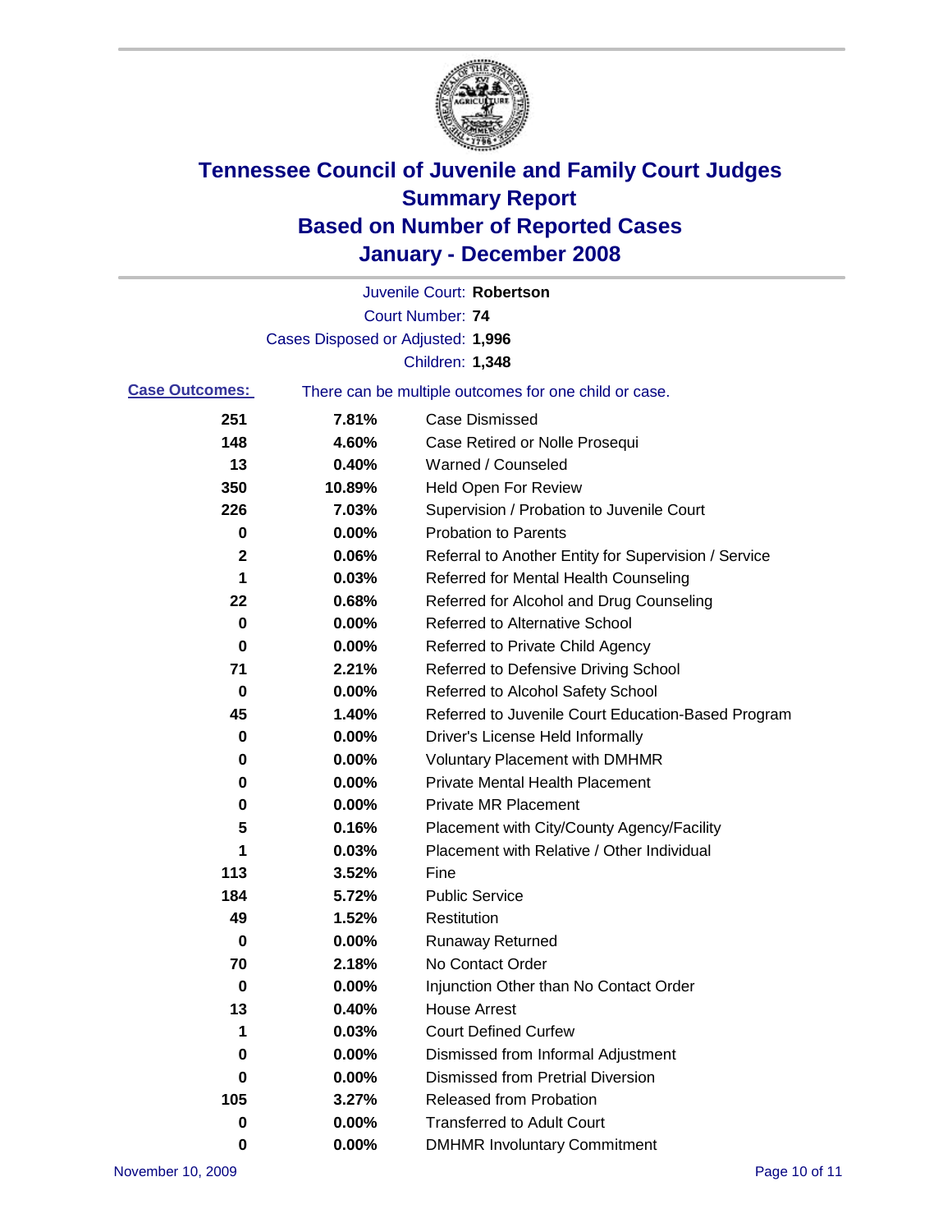# Tennessee Council of Juvenile and Family Court Judges
## Summary Report
## Based on Number of Reported Cases
## January - December 2008

Juvenile Court: **Robertson**

Court Number: **74**

Cases Disposed or Adjusted: **1,996**

Children: **1,348**

**Case Outcomes:** There can be multiple outcomes for one child or case.

| | | |
|---|---|---|
| 251 | 7.81% | Case Dismissed |
| 148 | 4.60% | Case Retired or Nolle Prosequi |
| 13 | 0.40% | Warned / Counseled |
| 350 | 10.89% | Held Open For Review |
| 226 | 7.03% | Supervision / Probation to Juvenile Court |
| 0 | 0.00% | Probation to Parents |
| 2 | 0.06% | Referral to Another Entity for Supervision / Service |
| 1 | 0.03% | Referred for Mental Health Counseling |
| 22 | 0.68% | Referred for Alcohol and Drug Counseling |
| 0 | 0.00% | Referred to Alternative School |
| 0 | 0.00% | Referred to Private Child Agency |
| 71 | 2.21% | Referred to Defensive Driving School |
| 0 | 0.00% | Referred to Alcohol Safety School |
| 45 | 1.40% | Referred to Juvenile Court Education-Based Program |
| 0 | 0.00% | Driver's License Held Informally |
| 0 | 0.00% | Voluntary Placement with DMHMR |
| 0 | 0.00% | Private Mental Health Placement |
| 0 | 0.00% | Private MR Placement |
| 5 | 0.16% | Placement with City/County Agency/Facility |
| 1 | 0.03% | Placement with Relative / Other Individual |
| 113 | 3.52% | Fine |
| 184 | 5.72% | Public Service |
| 49 | 1.52% | Restitution |
| 0 | 0.00% | Runaway Returned |
| 70 | 2.18% | No Contact Order |
| 0 | 0.00% | Injunction Other than No Contact Order |
| 13 | 0.40% | House Arrest |
| 1 | 0.03% | Court Defined Curfew |
| 0 | 0.00% | Dismissed from Informal Adjustment |
| 0 | 0.00% | Dismissed from Pretrial Diversion |
| 105 | 3.27% | Released from Probation |
| 0 | 0.00% | Transferred to Adult Court |
| 0 | 0.00% | DMHMR Involuntary Commitment |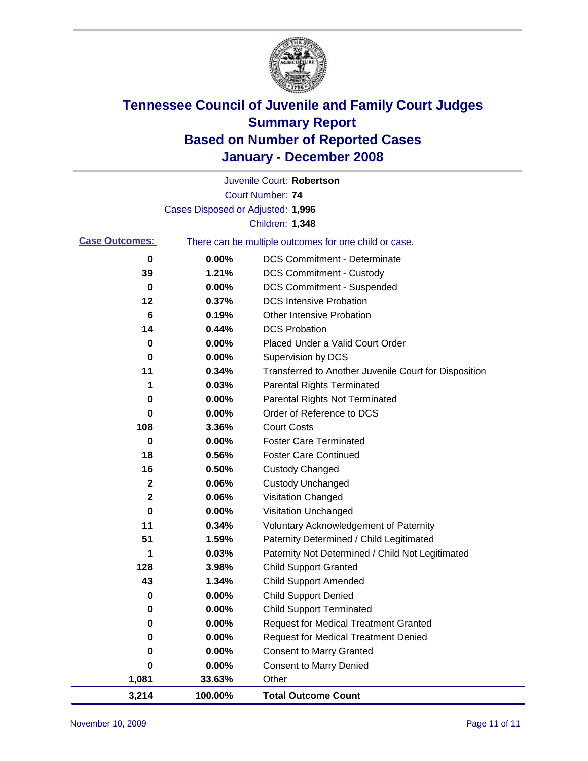# Tennessee Council of Juvenile and Family Court Judges
# Summary Report
# Based on Number of Reported Cases
# January - December 2008

Juvenile Court: **Robertson**

Court Number: **74**

Cases Disposed or Adjusted: **1,996**

Children: **1,348**

**Case Outcomes:** There can be multiple outcomes for one child or case.

| | | |
|---|---|---|
| 0 | 0.00% | DCS Commitment - Determinate |
| 39 | 1.21% | DCS Commitment - Custody |
| 0 | 0.00% | DCS Commitment - Suspended |
| 12 | 0.37% | DCS Intensive Probation |
| 6 | 0.19% | Other Intensive Probation |
| 14 | 0.44% | DCS Probation |
| 0 | 0.00% | Placed Under a Valid Court Order |
| 0 | 0.00% | Supervision by DCS |
| 11 | 0.34% | Transferred to Another Juvenile Court for Disposition |
| 1 | 0.03% | Parental Rights Terminated |
| 0 | 0.00% | Parental Rights Not Terminated |
| 0 | 0.00% | Order of Reference to DCS |
| 108 | 3.36% | Court Costs |
| 0 | 0.00% | Foster Care Terminated |
| 18 | 0.56% | Foster Care Continued |
| 16 | 0.50% | Custody Changed |
| 2 | 0.06% | Custody Unchanged |
| 2 | 0.06% | Visitation Changed |
| 0 | 0.00% | Visitation Unchanged |
| 11 | 0.34% | Voluntary Acknowledgement of Paternity |
| 51 | 1.59% | Paternity Determined / Child Legitimated |
| 1 | 0.03% | Paternity Not Determined / Child Not Legitimated |
| 128 | 3.98% | Child Support Granted |
| 43 | 1.34% | Child Support Amended |
| 0 | 0.00% | Child Support Denied |
| 0 | 0.00% | Child Support Terminated |
| 0 | 0.00% | Request for Medical Treatment Granted |
| 0 | 0.00% | Request for Medical Treatment Denied |
| 0 | 0.00% | Consent to Marry Granted |
| 0 | 0.00% | Consent to Marry Denied |
| 1,081 | 33.63% | Other |
| **3,214** | **100.00%** | **Total Outcome Count** |